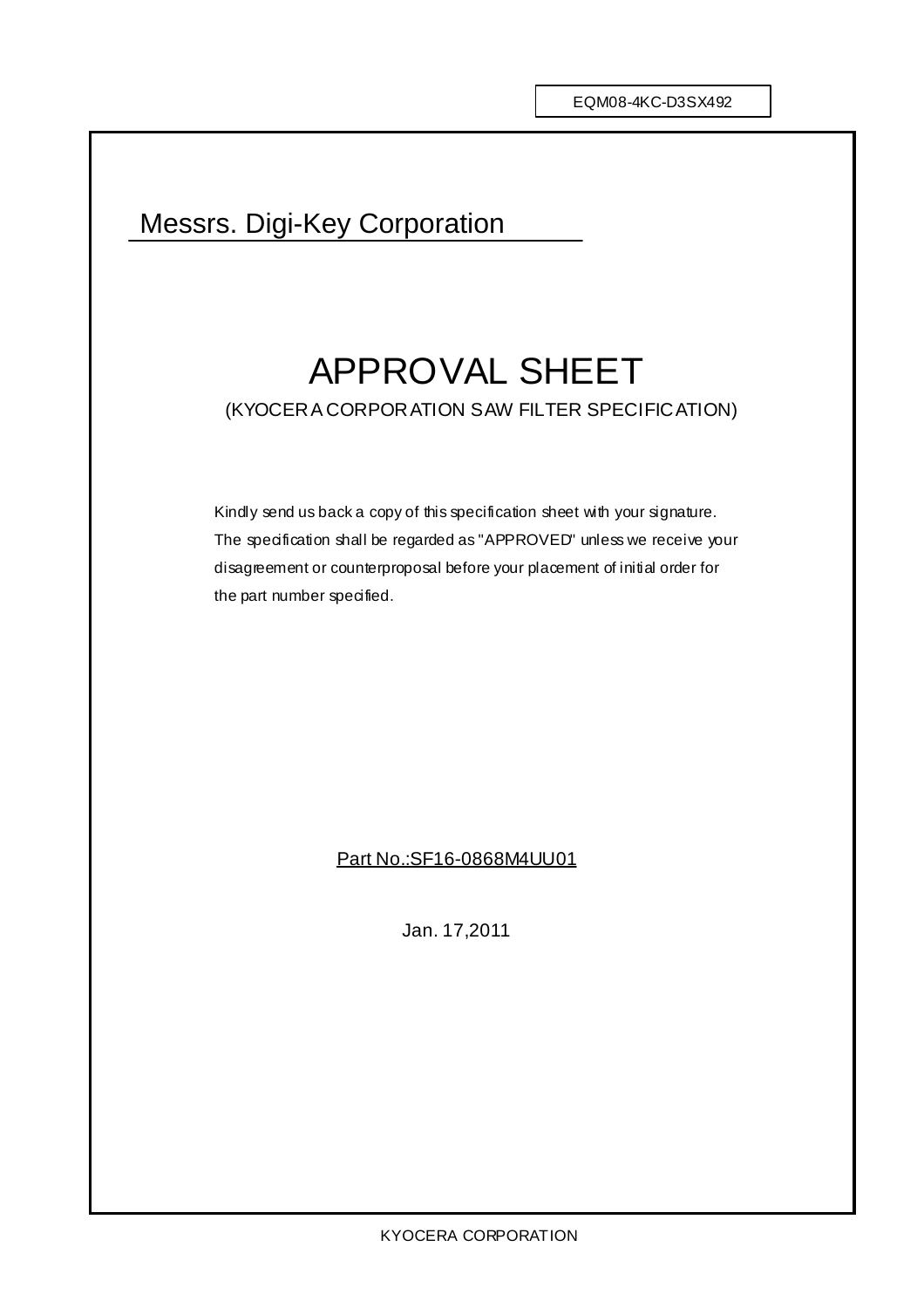EQM08-4KC-D3SX492

Messrs. Digi-Key Corporation

# APPROVAL SHEET

(KYOCERA CORPORATION SAW FILTER SPECIFICATION)

Kindly send us back a copy of this specification sheet with your signature.
The specification shall be regarded as "APPROVED" unless we receive your disagreement or counterproposal before your placement of initial order for the part number specified.

Part No.:SF16-0868M4UU01

Jan. 17,2011

KYOCERA CORPORATION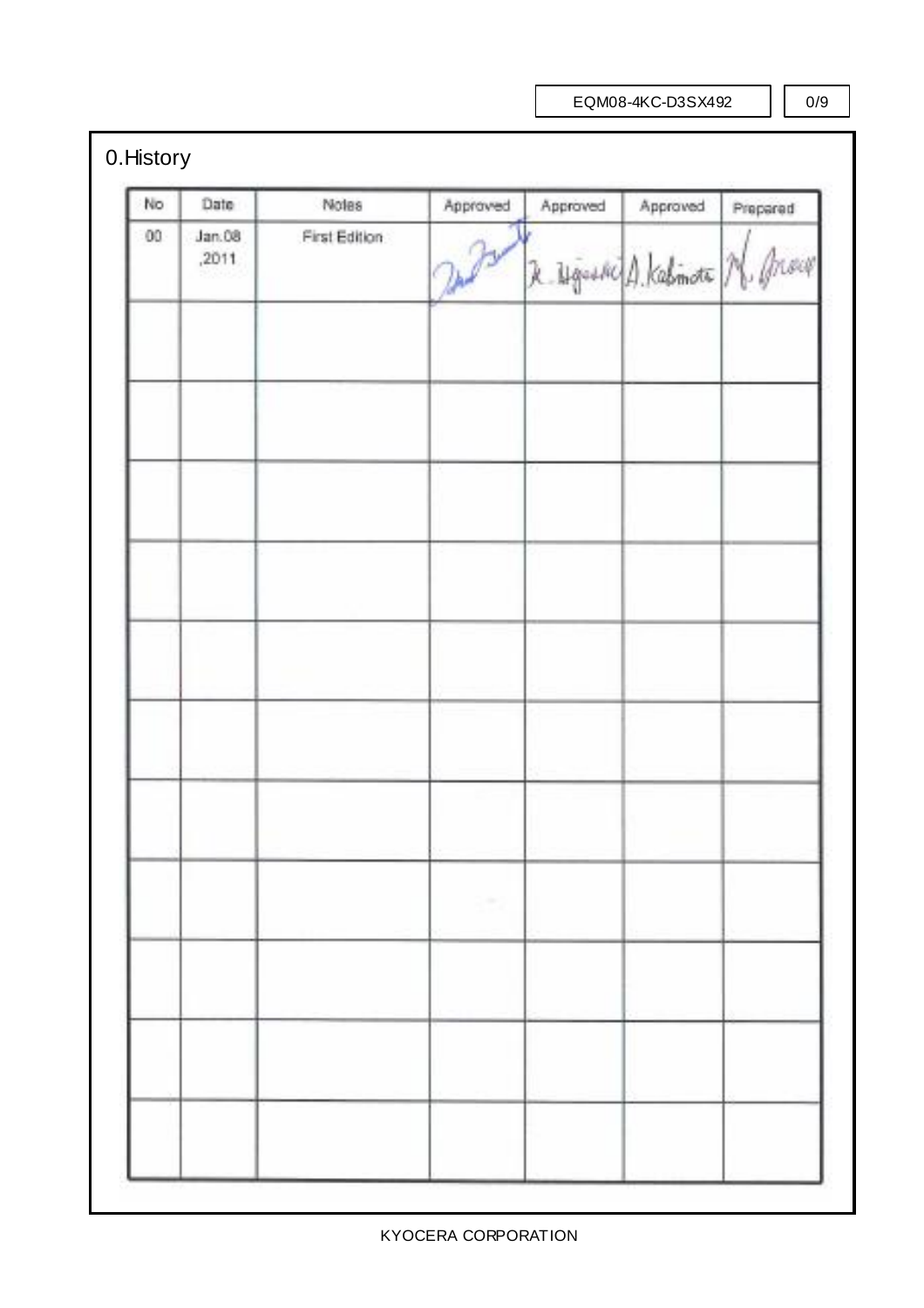# 0.History

| No | Date | Notes | Approved | Approved | Approved | Prepared |
|---|---|---|---|---|---|---|
| 00 | Jan.08 ,2011 | First Edition | (signature) | K. Higashi | A. Kabimoto | M. (signature) |
| | | | | | | |
| | | | | | | |
| | | | | | | |
| | | | | | | |
| | | | | | | |
| | | | | | | |
| | | | | | | |
| | | | | | | |
| | | | | | | |
| | | | | | | |
| | | | | | | |

KYOCERA CORPORATION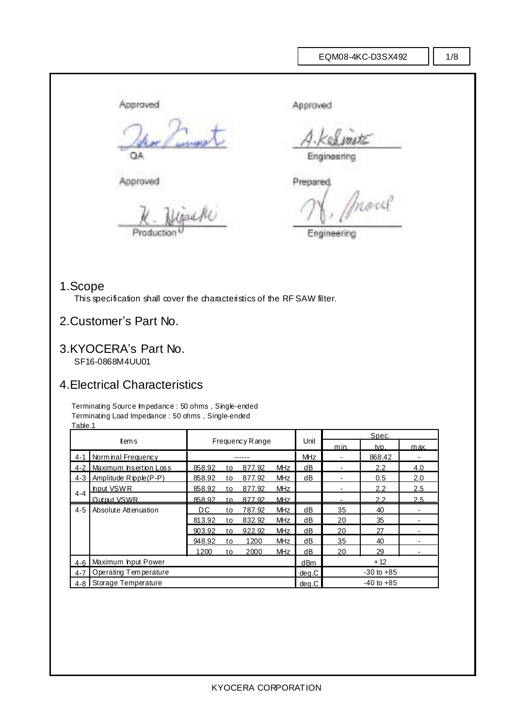Approved

QA

Approved

Engineering

Approved

Production

Prepared

Engineering

## 1.Scope

This specification shall cover the characteristics of the RF SAW filter.

## 2.Customer's Part No.

## 3.KYOCERA's Part No.

SF16-0868M4UU01

## 4.Electrical Characteristics

Terminating Source Impedance : 50 ohms , Single-ended
Terminating Load Impedance : 50 ohms , Single-ended
Table.1

| Items | | Frequency Range | | | | Unit | Spec. | | |
|---|---|---|---|---|---|---|---|---|---|
| | | | | | | | min. | typ. | max. |
| 4-1 | Norminal Frequency | ------ | | | | MHz | - | 868.42 | - |
| 4-2 | Maximum Insertion Loss | 858.92 | to | 877.92 | MHz | dB | - | 2.2 | 4.0 |
| 4-3 | Amplitude Ripple(P-P) | 858.92 | to | 877.92 | MHz | dB | - | 0.5 | 2.0 |
| 4-4 | Input VSWR | 858.92 | to | 877.92 | MHz | | - | 2.2 | 2.5 |
| | Output VSWR | 858.92 | to | 877.92 | MHz | | - | 2.2 | 2.5 |
| 4-5 | Absolute Attenuation | DC | to | 787.92 | MHz | dB | 35 | 40 | - |
| | | 813.92 | to | 832.92 | MHz | dB | 20 | 35 | - |
| | | 903.92 | to | 922.92 | MHz | dB | 20 | 27 | - |
| | | 948.92 | to | 1200 | MHz | dB | 35 | 40 | - |
| | | 1200 | to | 2000 | MHz | dB | 20 | 29 | - |
| 4-6 | Maximum Input Power | | | | | dBm | +12 | | |
| 4-7 | Operating Temperature | | | | | deg.C | -30 to +85 | | |
| 4-8 | Storage Temperature | | | | | deg.C | -40 to +85 | | |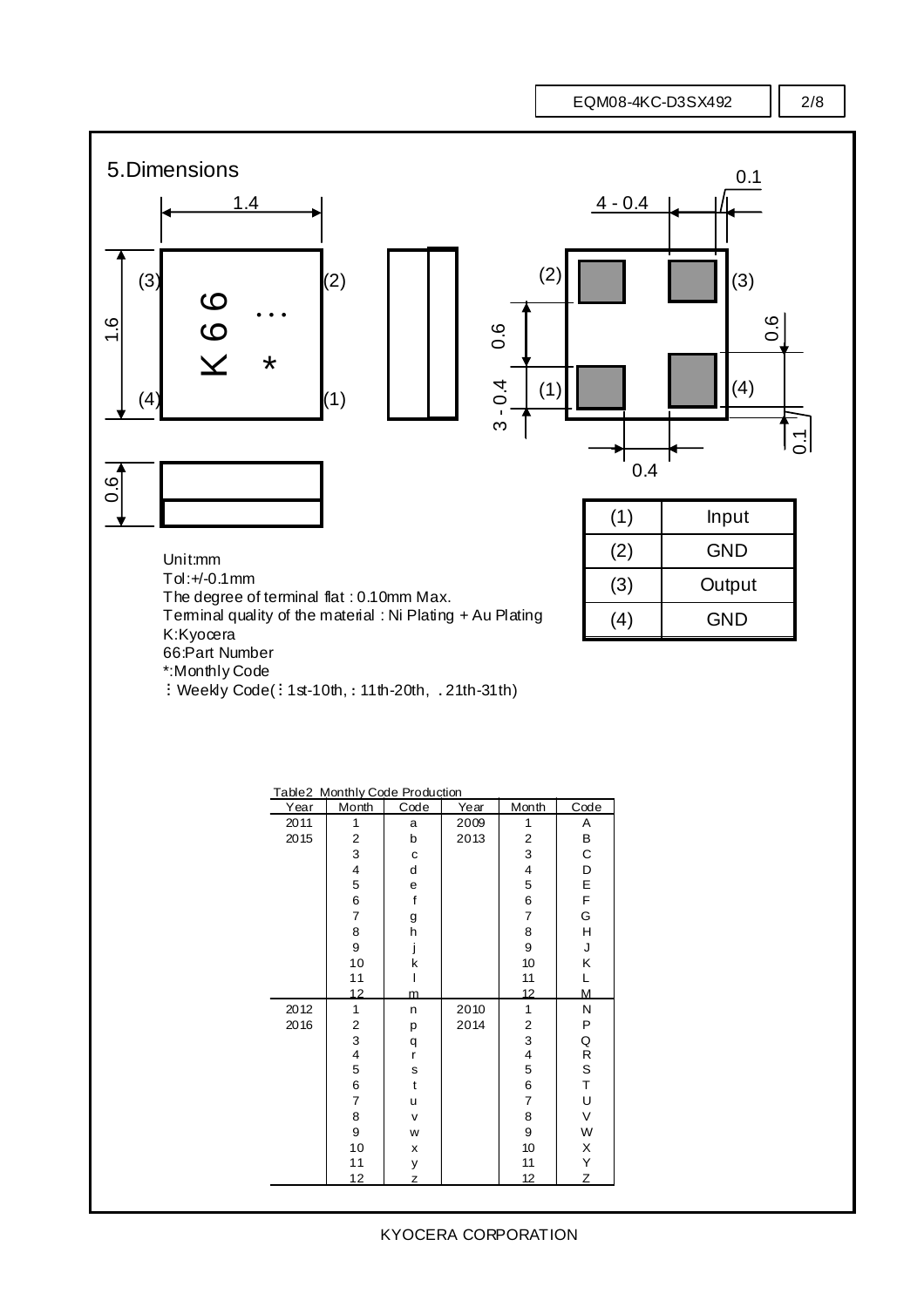## 5.Dimensions

| (1) | Input |
|---|---|
| (2) | GND |
| (3) | Output |
| (4) | GND |

Unit:mm
Tol:+/-0.1mm
The degree of terminal flat : 0.10mm Max.
Terminal quality of the material : Ni Plating + Au Plating
K:Kyocera
66:Part Number
*:Monthly Code
⋮ Weekly Code(⋮ 1st-10th, : 11th-20th, . 21th-31th)

Table2 Monthly Code Production

| Year | Month | Code | Year | Month | Code |
|---|---|---|---|---|---|
| 2011 | 1 | a | 2009 | 1 | A |
| 2015 | 2 | b | 2013 | 2 | B |
| | 3 | c | | 3 | C |
| | 4 | d | | 4 | D |
| | 5 | e | | 5 | E |
| | 6 | f | | 6 | F |
| | 7 | g | | 7 | G |
| | 8 | h | | 8 | H |
| | 9 | j | | 9 | J |
| | 10 | k | | 10 | K |
| | 11 | l | | 11 | L |
| | 12 | m | | 12 | M |
| 2012 | 1 | n | 2010 | 1 | N |
| 2016 | 2 | p | 2014 | 2 | P |
| | 3 | q | | 3 | Q |
| | 4 | r | | 4 | R |
| | 5 | s | | 5 | S |
| | 6 | t | | 6 | T |
| | 7 | u | | 7 | U |
| | 8 | v | | 8 | V |
| | 9 | w | | 9 | W |
| | 10 | x | | 10 | X |
| | 11 | y | | 11 | Y |
| | 12 | z | | 12 | Z |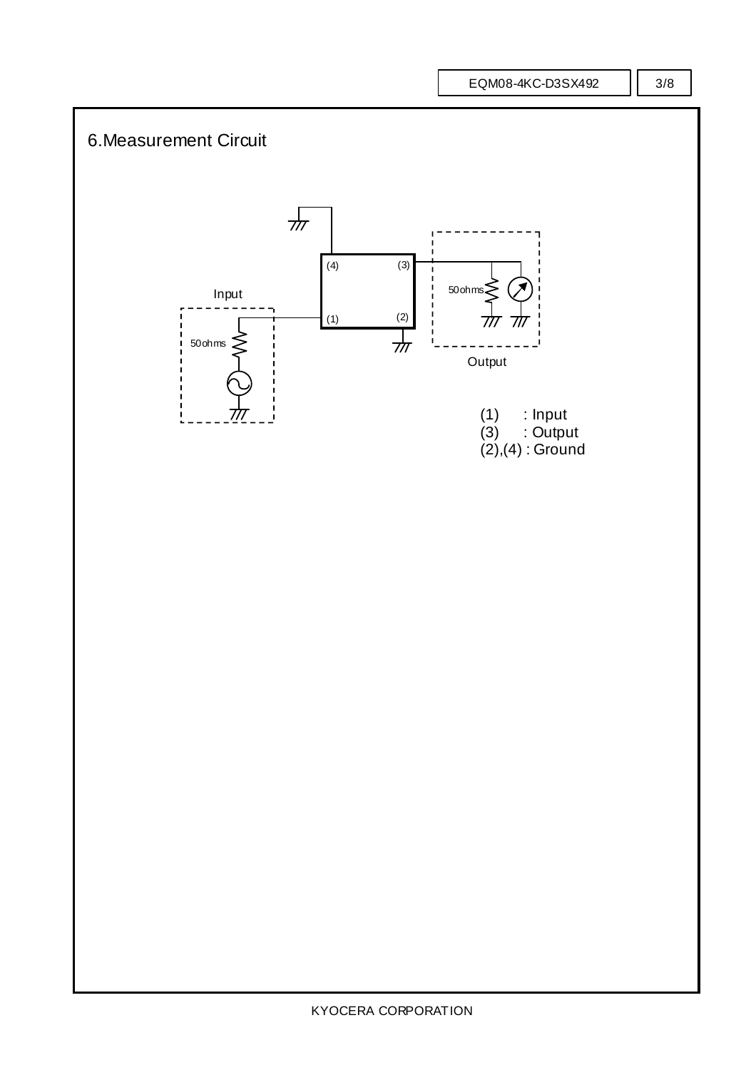## 6.Measurement Circuit

Input

50ohms

(4) (3)

(1) (2)

50ohms

Output

(1) : Input
(3) : Output
(2),(4) : Ground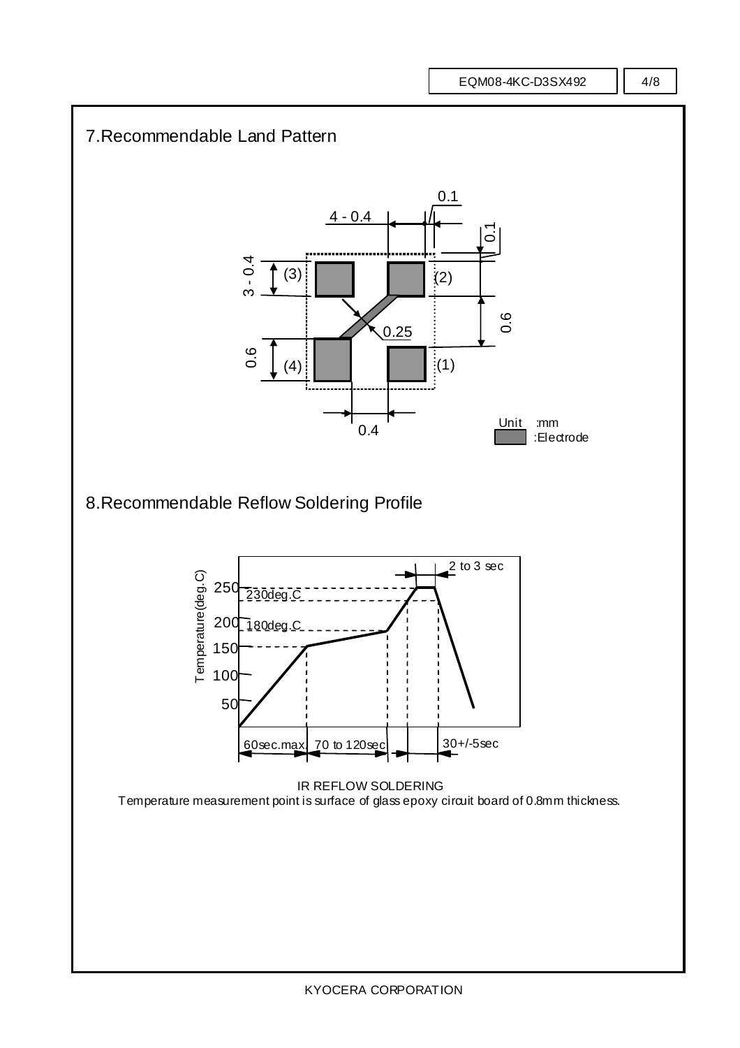## 7.Recommendable Land Pattern

4 - 0.4

0.1

0.1

3 - 0.4

(3)

(2)

0.6

0.25

0.6

(4)

(1)

0.4

Unit :mm

:Electrode

## 8.Recommendable Reflow Soldering Profile

2 to 3 sec

250

230deg.C

200

180deg.C

150

100

50

Temperature(deg.C)

60sec.max. 70 to 120sec 30+/-5sec

IR REFLOW SOLDERING

Temperature measurement point is surface of glass epoxy circuit board of 0.8mm thickness.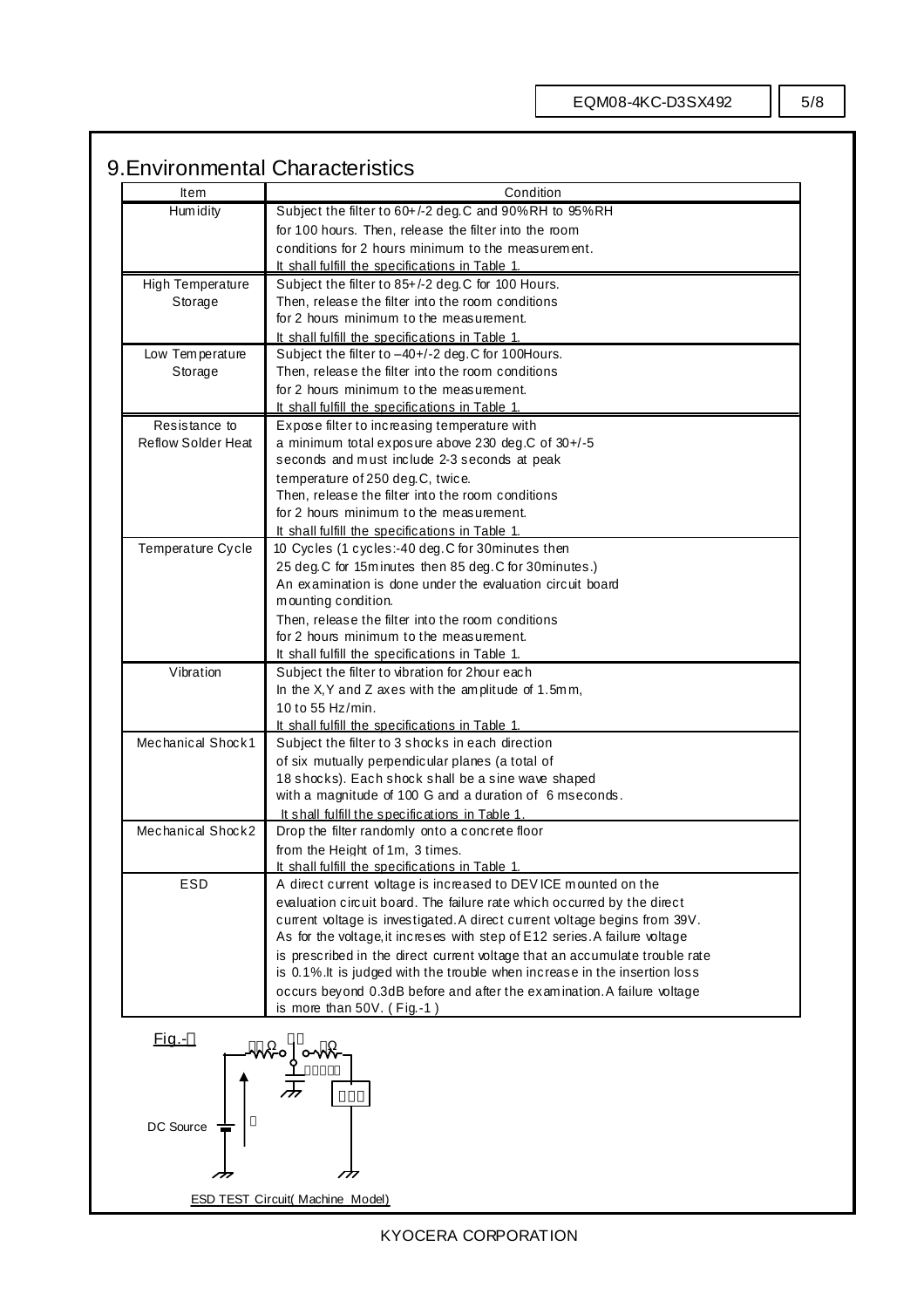# 9.Environmental Characteristics

| Item | Condition |
|---|---|
| Humidity | Subject the filter to 60+/-2 deg.C and 90%RH to 95%RH for 100 hours. Then, release the filter into the room conditions for 2 hours minimum to the measurement. It shall fulfill the specifications in Table 1. |
| High Temperature Storage | Subject the filter to 85+/-2 deg.C for 100 Hours. Then, release the filter into the room conditions for 2 hours minimum to the measurement. It shall fulfill the specifications in Table 1. |
| Low Temperature Storage | Subject the filter to –40+/-2 deg.C for 100Hours. Then, release the filter into the room conditions for 2 hours minimum to the measurement. It shall fulfill the specifications in Table 1. |
| Resistance to Reflow Solder Heat | Expose filter to increasing temperature with a minimum total exposure above 230 deg.C of 30+/-5 seconds and must include 2-3 seconds at peak temperature of 250 deg.C, twice. Then, release the filter into the room conditions for 2 hours minimum to the measurement. It shall fulfill the specifications in Table 1. |
| Temperature Cycle | 10 Cycles (1 cycles:-40 deg.C for 30minutes then 25 deg.C for 15minutes then 85 deg.C for 30minutes.) An examination is done under the evaluation circuit board mounting condition. Then, release the filter into the room conditions for 2 hours minimum to the measurement. It shall fulfill the specifications in Table 1. |
| Vibration | Subject the filter to vibration for 2hour each In the X,Y and Z axes with the amplitude of 1.5mm, 10 to 55 Hz/min. It shall fulfill the specifications in Table 1. |
| Mechanical Shock1 | Subject the filter to 3 shocks in each direction of six mutually perpendicular planes (a total of 18 shocks). Each shock shall be a sine wave shaped with a magnitude of 100 G and a duration of 6 mseconds. It shall fulfill the specifications in Table 1. |
| Mechanical Shock2 | Drop the filter randomly onto a concrete floor from the Height of 1m, 3 times. It shall fulfill the specifications in Table 1. |
| ESD | A direct current voltage is increased to DEVICE mounted on the evaluation circuit board. The failure rate which occurred by the direct current voltage is investigated. A direct current voltage begins from 39V. As for the voltage,it increses with step of E12 series. A failure voltage is prescribed in the direct current voltage that an accumulate trouble rate is 0.1%. It is judged with the trouble when increase in the insertion loss occurs beyond 0.3dB before and after the examination. A failure voltage is more than 50V. ( Fig.-1 ) |

Fig.-1

DC Source

ESD TEST Circuit( Machine Model)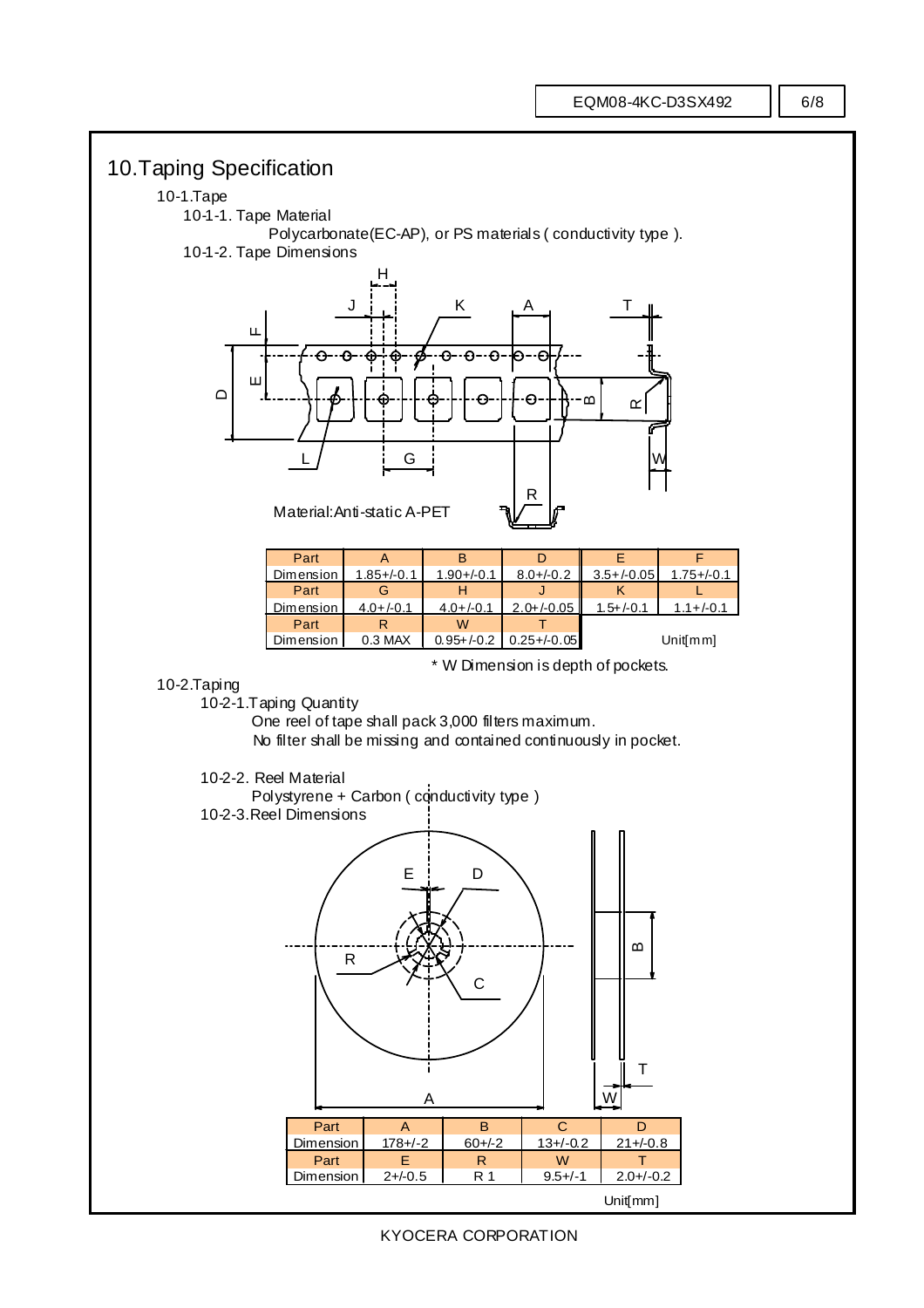# 10.Taping Specification

10-1.Tape

10-1-1. Tape Material

Polycarbonate(EC-AP), or PS materials ( conductivity type ).

10-1-2. Tape Dimensions

Material:Anti-static A-PET

| Part | A | B | D | E | F |
|---|---|---|---|---|---|
| Dimension | 1.85+/-0.1 | 1.90+/-0.1 | 8.0+/-0.2 | 3.5+/-0.05 | 1.75+/-0.1 |
| Part | G | H | J | K | L |
| Dimension | 4.0+/-0.1 | 4.0+/-0.1 | 2.0+/-0.05 | 1.5+/-0.1 | 1.1+/-0.1 |
| Part | R | W | T | | |
| Dimension | 0.3 MAX | 0.95+/-0.2 | 0.25+/-0.05 | | |

Unit[mm]

* W Dimension is depth of pockets.

10-2.Taping

10-2-1.Taping Quantity

One reel of tape shall pack 3,000 filters maximum.
No filter shall be missing and contained continuously in pocket.

10-2-2. Reel Material

Polystyrene + Carbon ( conductivity type )

10-2-3.Reel Dimensions

| Part | A | B | C | D |
|---|---|---|---|---|
| Dimension | 178+/-2 | 60+/-2 | 13+/-0.2 | 21+/-0.8 |
| Part | E | R | W | T |
| Dimension | 2+/-0.5 | R 1 | 9.5+/-1 | 2.0+/-0.2 |

Unit[mm]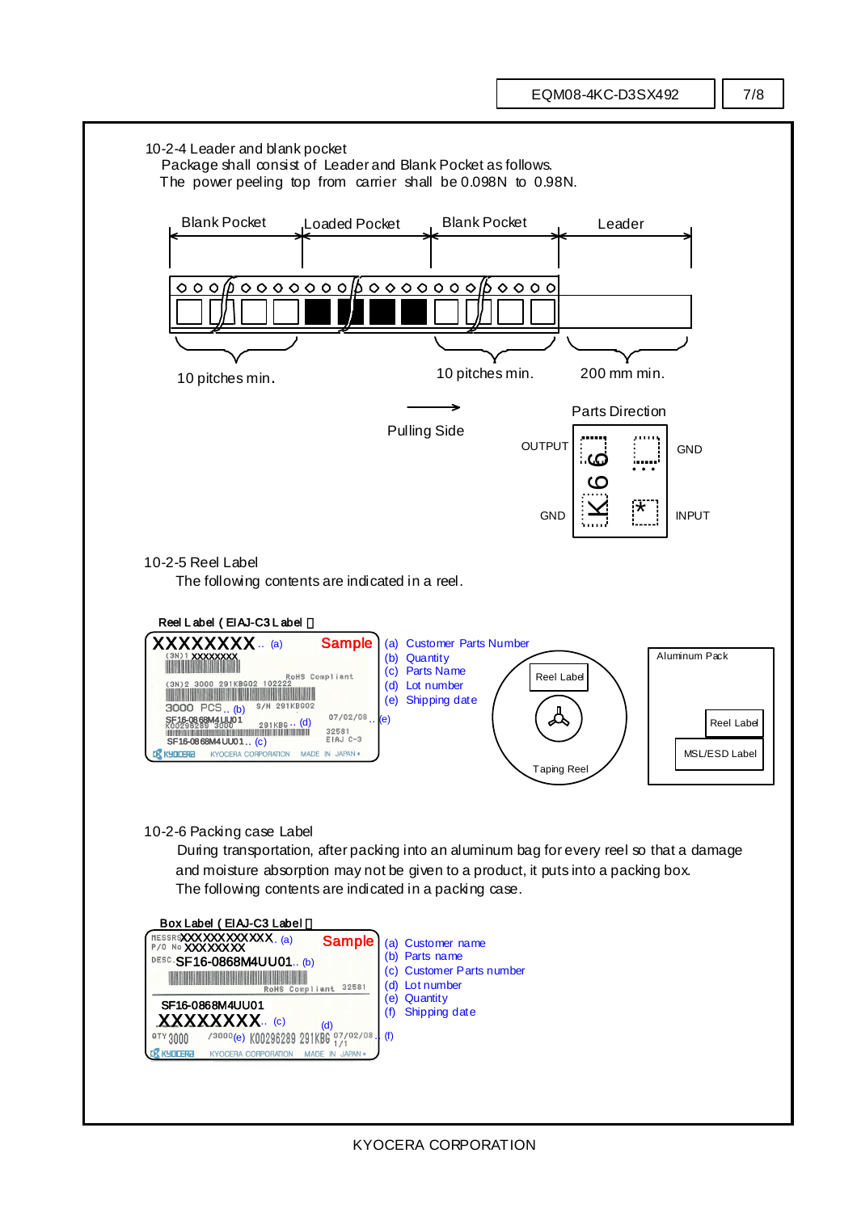### 10-2-4 Leader and blank pocket

Package shall consist of Leader and Blank Pocket as follows.
The power peeling top from carrier shall be 0.098N to 0.98N.

Blank Pocket | Loaded Pocket | Blank Pocket | Leader

10 pitches min. | 10 pitches min. | 200 mm min.

Pulling Side

Parts Direction

OUTPUT | GND
GND | INPUT

### 10-2-5 Reel Label

The following contents are indicated in a reel.

Reel Label ( EIAJ-C3 Label )

- (a) Customer Parts Number
- (b) Quantity
- (c) Parts Name
- (d) Lot number
- (e) Shipping date

Reel Label | Taping Reel | Aluminum Pack | Reel Label | MSL/ESD Label

### 10-2-6 Packing case Label

During transportation, after packing into an aluminum bag for every reel so that a damage and moisture absorption may not be given to a product, it puts into a packing box.
The following contents are indicated in a packing case.

Box Label ( EIAJ-C3 Label )

- (a) Customer name
- (b) Parts name
- (c) Customer Parts number
- (d) Lot number
- (e) Quantity
- (f) Shipping date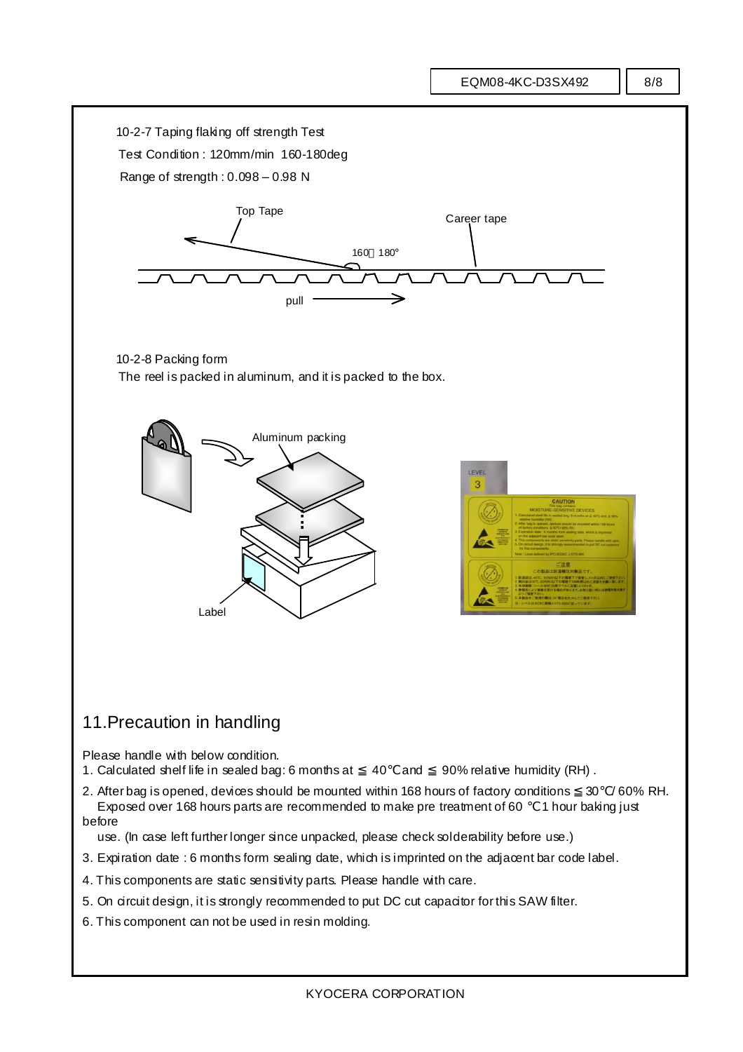10-2-7 Taping flaking off strength Test

Test Condition : 120mm/min 160-180deg

Range of strength : 0.098 – 0.98 N

Top Tape

Career tape

160～180°

pull

10-2-8 Packing form

The reel is packed in aluminum, and it is packed to the box.

Aluminum packing

Label

## 11.Precaution in handling

Please handle with below condition.

1. Calculated shelf life in sealed bag: 6 months at ≦ 40℃and ≦ 90% relative humidity (RH) .
2. After bag is opened, devices should be mounted within 168 hours of factory conditions ≦30℃/ 60% RH.
   Exposed over 168 hours parts are recommended to make pre treatment of 60 ℃1 hour baking just before
   use. (In case left further longer since unpacked, please check solderability before use.)
3. Expiration date : 6 months form sealing date, which is imprinted on the adjacent bar code label.
4. This components are static sensitivity parts. Please handle with care.
5. On circuit design, it is strongly recommended to put DC cut capacitor for this SAW filter.
6. This component can not be used in resin molding.